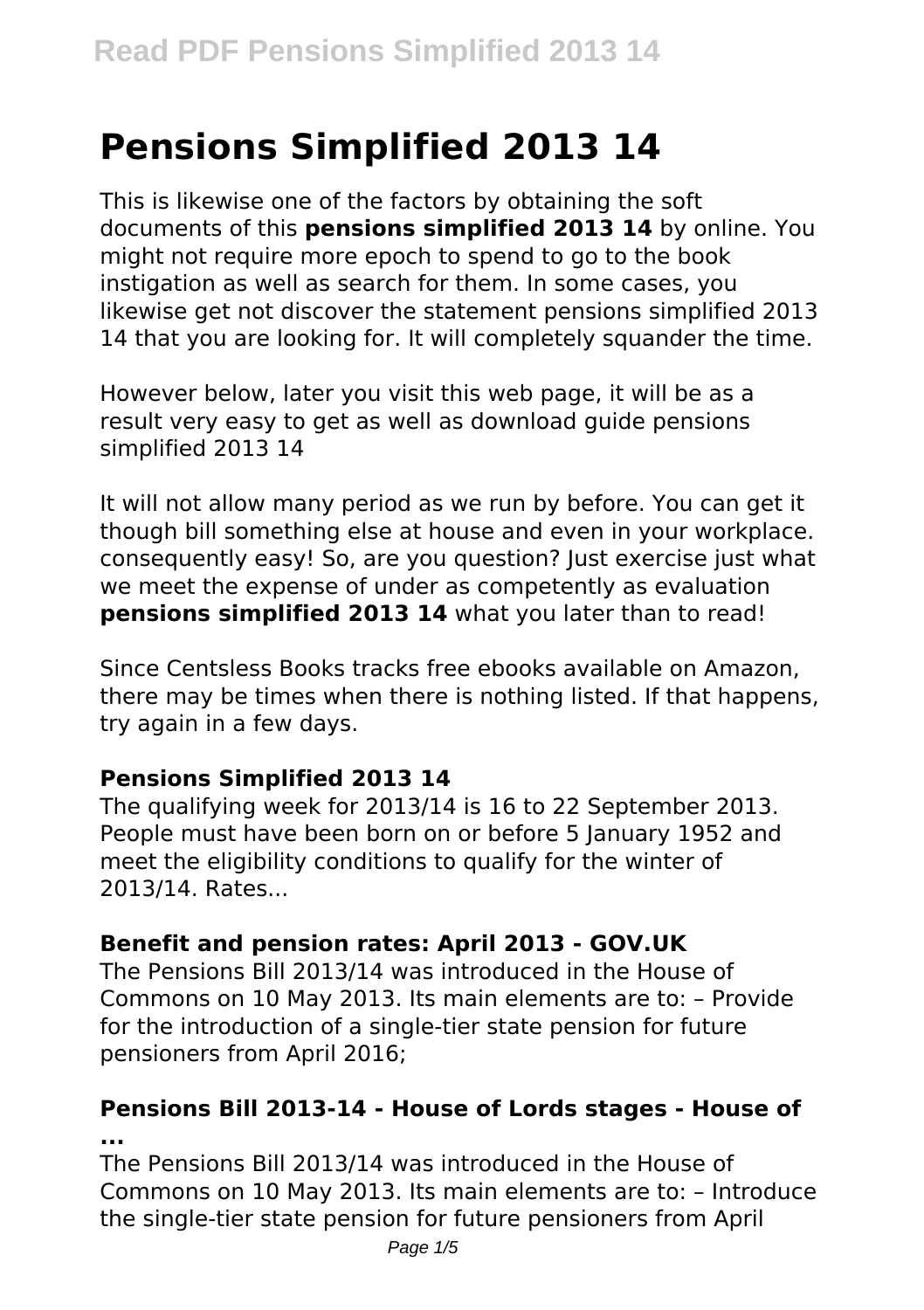# Pensions Simplified 2013 14

This is likewise one of the factors by obtaining the soft documents of this **pensions simplified 2013 14** by online. You might not require more epoch to spend to go to the book instigation as well as search for them. In some cases, you likewise get not discover the statement pensions simplified 2013 14 that you are looking for. It will completely squander the time.

However below, later you visit this web page, it will be as a result very easy to get as well as download guide pensions simplified 2013 14

It will not allow many period as we run by before. You can get it though bill something else at house and even in your workplace. consequently easy! So, are you question? Just exercise just what we meet the expense of under as competently as evaluation **pensions simplified 2013 14** what you later than to read!

Since Centsless Books tracks free ebooks available on Amazon, there may be times when there is nothing listed. If that happens, try again in a few days.

### Pensions Simplified 2013 14

The qualifying week for 2013/14 is 16 to 22 September 2013. People must have been born on or before 5 January 1952 and meet the eligibility conditions to qualify for the winter of 2013/14. Rates...

### Benefit and pension rates: April 2013 - GOV.UK

The Pensions Bill 2013/14 was introduced in the House of Commons on 10 May 2013. Its main elements are to: – Provide for the introduction of a single-tier state pension for future pensioners from April 2016;

### Pensions Bill 2013-14 - House of Lords stages - House of ...

The Pensions Bill 2013/14 was introduced in the House of Commons on 10 May 2013. Its main elements are to: – Introduce the single-tier state pension for future pensioners from April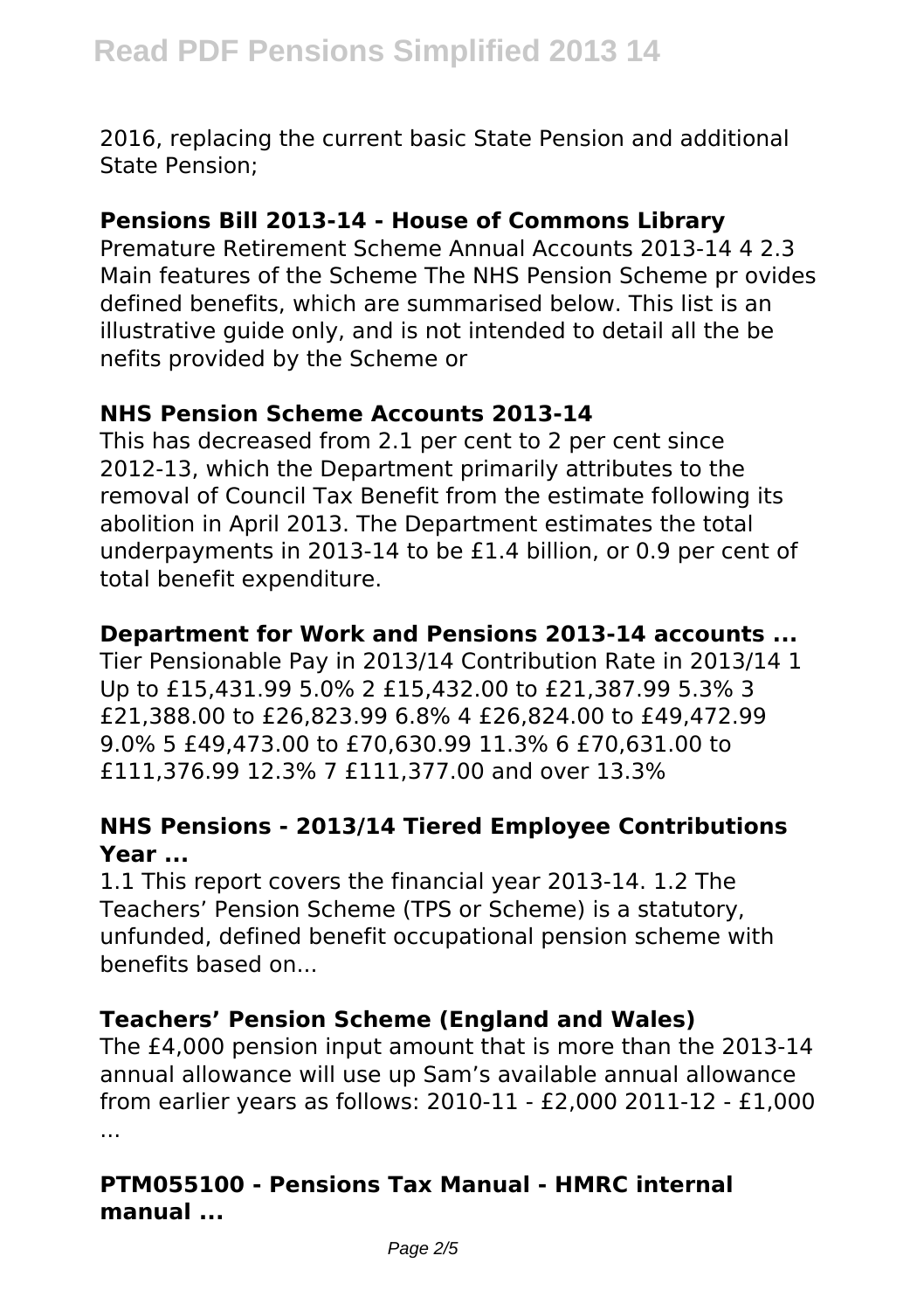2016, replacing the current basic State Pension and additional State Pension;

### Pensions Bill 2013-14 - House of Commons Library

Premature Retirement Scheme Annual Accounts 2013-14 4 2.3 Main features of the Scheme The NHS Pension Scheme pr ovides defined benefits, which are summarised below. This list is an illustrative guide only, and is not intended to detail all the be nefits provided by the Scheme or

### NHS Pension Scheme Accounts 2013-14

This has decreased from 2.1 per cent to 2 per cent since 2012-13, which the Department primarily attributes to the removal of Council Tax Benefit from the estimate following its abolition in April 2013. The Department estimates the total underpayments in 2013-14 to be £1.4 billion, or 0.9 per cent of total benefit expenditure.

### Department for Work and Pensions 2013-14 accounts ...

Tier Pensionable Pay in 2013/14 Contribution Rate in 2013/14 1 Up to £15,431.99 5.0% 2 £15,432.00 to £21,387.99 5.3% 3 £21,388.00 to £26,823.99 6.8% 4 £26,824.00 to £49,472.99 9.0% 5 £49,473.00 to £70,630.99 11.3% 6 £70,631.00 to £111,376.99 12.3% 7 £111,377.00 and over 13.3%

### NHS Pensions - 2013/14 Tiered Employee Contributions Year ...

1.1 This report covers the financial year 2013-14. 1.2 The Teachers' Pension Scheme (TPS or Scheme) is a statutory, unfunded, defined benefit occupational pension scheme with benefits based on...

### Teachers' Pension Scheme (England and Wales)

The £4,000 pension input amount that is more than the 2013-14 annual allowance will use up Sam's available annual allowance from earlier years as follows: 2010-11 - £2,000 2011-12 - £1,000 ...

### PTM055100 - Pensions Tax Manual - HMRC internal manual ...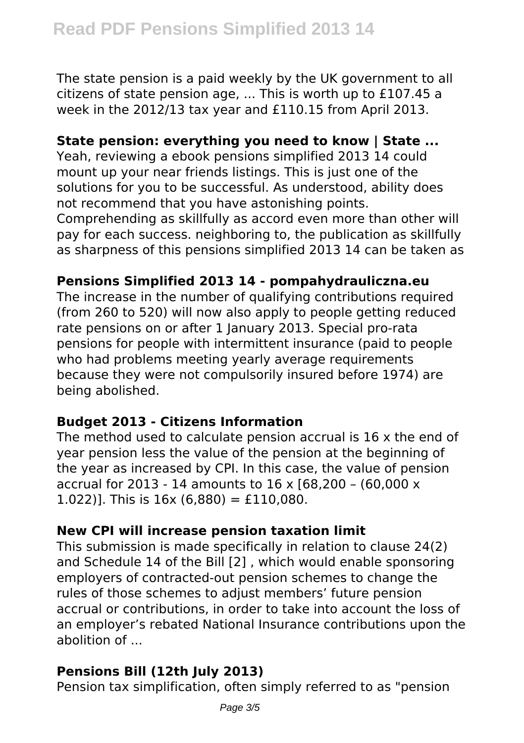The state pension is a paid weekly by the UK government to all citizens of state pension age, ... This is worth up to £107.45 a week in the 2012/13 tax year and £110.15 from April 2013.

**State pension: everything you need to know | State ...**

Yeah, reviewing a ebook pensions simplified 2013 14 could mount up your near friends listings. This is just one of the solutions for you to be successful. As understood, ability does not recommend that you have astonishing points. Comprehending as skillfully as accord even more than other will pay for each success. neighboring to, the publication as skillfully as sharpness of this pensions simplified 2013 14 can be taken as

**Pensions Simplified 2013 14 - pompahydrauliczna.eu**

The increase in the number of qualifying contributions required (from 260 to 520) will now also apply to people getting reduced rate pensions on or after 1 January 2013. Special pro-rata pensions for people with intermittent insurance (paid to people who had problems meeting yearly average requirements because they were not compulsorily insured before 1974) are being abolished.

**Budget 2013 - Citizens Information**

The method used to calculate pension accrual is 16 x the end of year pension less the value of the pension at the beginning of the year as increased by CPI. In this case, the value of pension accrual for 2013 - 14 amounts to 16 x [68,200 – (60,000 x 1.022)]. This is 16x (6,880) = £110,080.

**New CPI will increase pension taxation limit**

This submission is made specifically in relation to clause 24(2) and Schedule 14 of the Bill [2] , which would enable sponsoring employers of contracted-out pension schemes to change the rules of those schemes to adjust members' future pension accrual or contributions, in order to take into account the loss of an employer's rebated National Insurance contributions upon the abolition of ...

**Pensions Bill (12th July 2013)**

Pension tax simplification, often simply referred to as "pension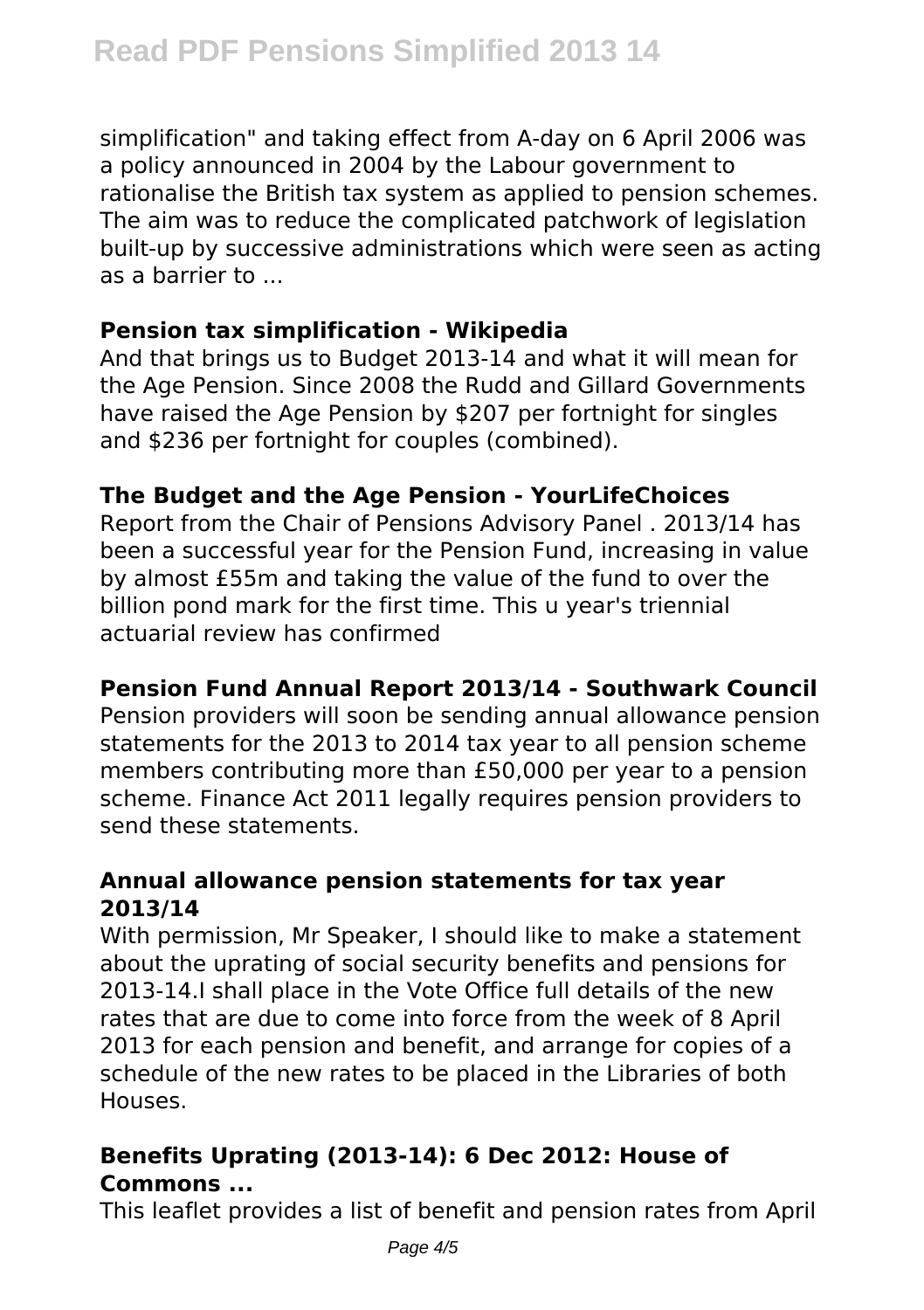simplification" and taking effect from A-day on 6 April 2006 was a policy announced in 2004 by the Labour government to rationalise the British tax system as applied to pension schemes. The aim was to reduce the complicated patchwork of legislation built-up by successive administrations which were seen as acting as a barrier to ...

**Pension tax simplification - Wikipedia**

And that brings us to Budget 2013-14 and what it will mean for the Age Pension. Since 2008 the Rudd and Gillard Governments have raised the Age Pension by $207 per fortnight for singles and $236 per fortnight for couples (combined).

**The Budget and the Age Pension - YourLifeChoices**

Report from the Chair of Pensions Advisory Panel . 2013/14 has been a successful year for the Pension Fund, increasing in value by almost £55m and taking the value of the fund to over the billion pond mark for the first time. This u year's triennial actuarial review has confirmed

**Pension Fund Annual Report 2013/14 - Southwark Council**

Pension providers will soon be sending annual allowance pension statements for the 2013 to 2014 tax year to all pension scheme members contributing more than £50,000 per year to a pension scheme. Finance Act 2011 legally requires pension providers to send these statements.

**Annual allowance pension statements for tax year 2013/14**

With permission, Mr Speaker, I should like to make a statement about the uprating of social security benefits and pensions for 2013-14.I shall place in the Vote Office full details of the new rates that are due to come into force from the week of 8 April 2013 for each pension and benefit, and arrange for copies of a schedule of the new rates to be placed in the Libraries of both Houses.

**Benefits Uprating (2013-14): 6 Dec 2012: House of Commons ...**

This leaflet provides a list of benefit and pension rates from April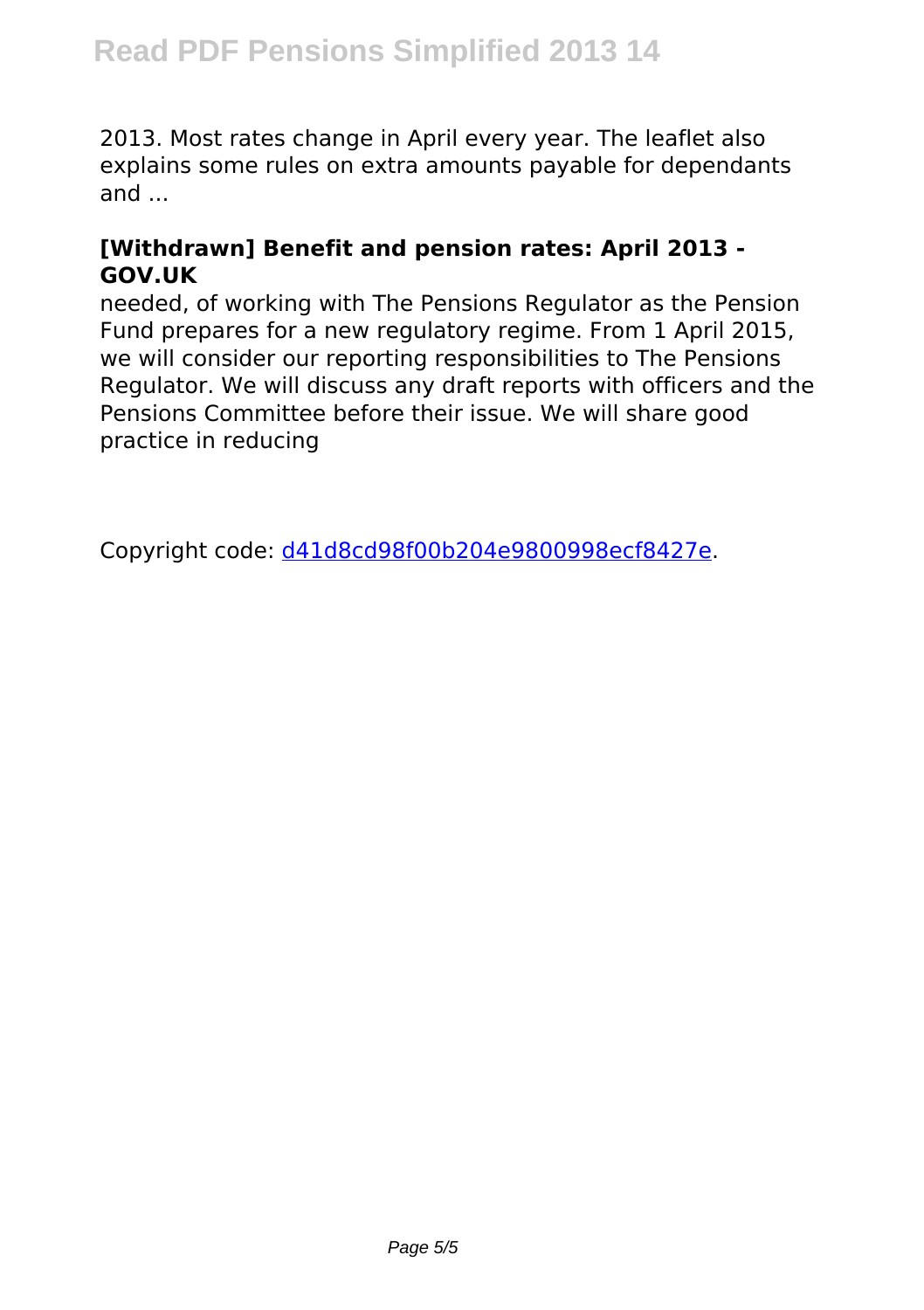2013. Most rates change in April every year. The leaflet also explains some rules on extra amounts payable for dependants and ...

**[Withdrawn] Benefit and pension rates: April 2013 - GOV.UK**

needed, of working with The Pensions Regulator as the Pension Fund prepares for a new regulatory regime. From 1 April 2015, we will consider our reporting responsibilities to The Pensions Regulator. We will discuss any draft reports with officers and the Pensions Committee before their issue. We will share good practice in reducing

Copyright code: d41d8cd98f00b204e9800998ecf8427e.